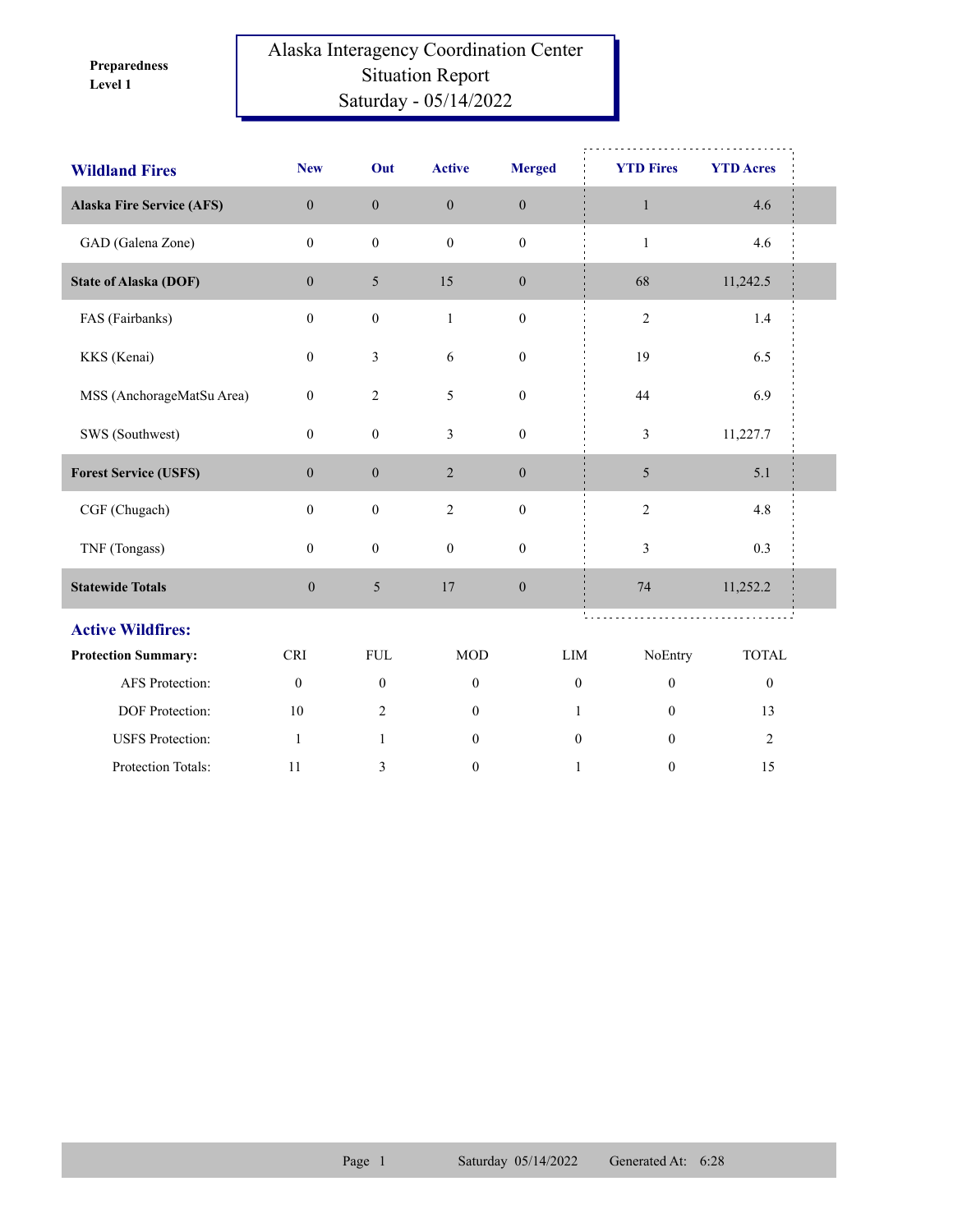**Preparedness Level 1**

# Alaska Interagency Coordination Center
## Situation Report
## Saturday - 05/14/2022

| Wildland Fires | New | Out | Active | Merged | YTD Fires | YTD Acres |
|---|---|---|---|---|---|---|
| **Alaska Fire Service (AFS)** | 0 | 0 | 0 | 0 | 1 | 4.6 |
| GAD (Galena Zone) | 0 | 0 | 0 | 0 | 1 | 4.6 |
| **State of Alaska (DOF)** | 0 | 5 | 15 | 0 | 68 | 11,242.5 |
| FAS (Fairbanks) | 0 | 0 | 1 | 0 | 2 | 1.4 |
| KKS (Kenai) | 0 | 3 | 6 | 0 | 19 | 6.5 |
| MSS (AnchorageMatSu Area) | 0 | 2 | 5 | 0 | 44 | 6.9 |
| SWS (Southwest) | 0 | 0 | 3 | 0 | 3 | 11,227.7 |
| **Forest Service (USFS)** | 0 | 0 | 2 | 0 | 5 | 5.1 |
| CGF (Chugach) | 0 | 0 | 2 | 0 | 2 | 4.8 |
| TNF (Tongass) | 0 | 0 | 0 | 0 | 3 | 0.3 |
| **Statewide Totals** | 0 | 5 | 17 | 0 | 74 | 11,252.2 |

## Active Wildfires:

| Protection Summary: | CRI | FUL | MOD | LIM | NoEntry | TOTAL |
|---|---|---|---|---|---|---|
| AFS Protection: | 0 | 0 | 0 | 0 | 0 | 0 |
| DOF Protection: | 10 | 2 | 0 | 1 | 0 | 13 |
| USFS Protection: | 1 | 1 | 0 | 0 | 0 | 2 |
| Protection Totals: | 11 | 3 | 0 | 1 | 0 | 15 |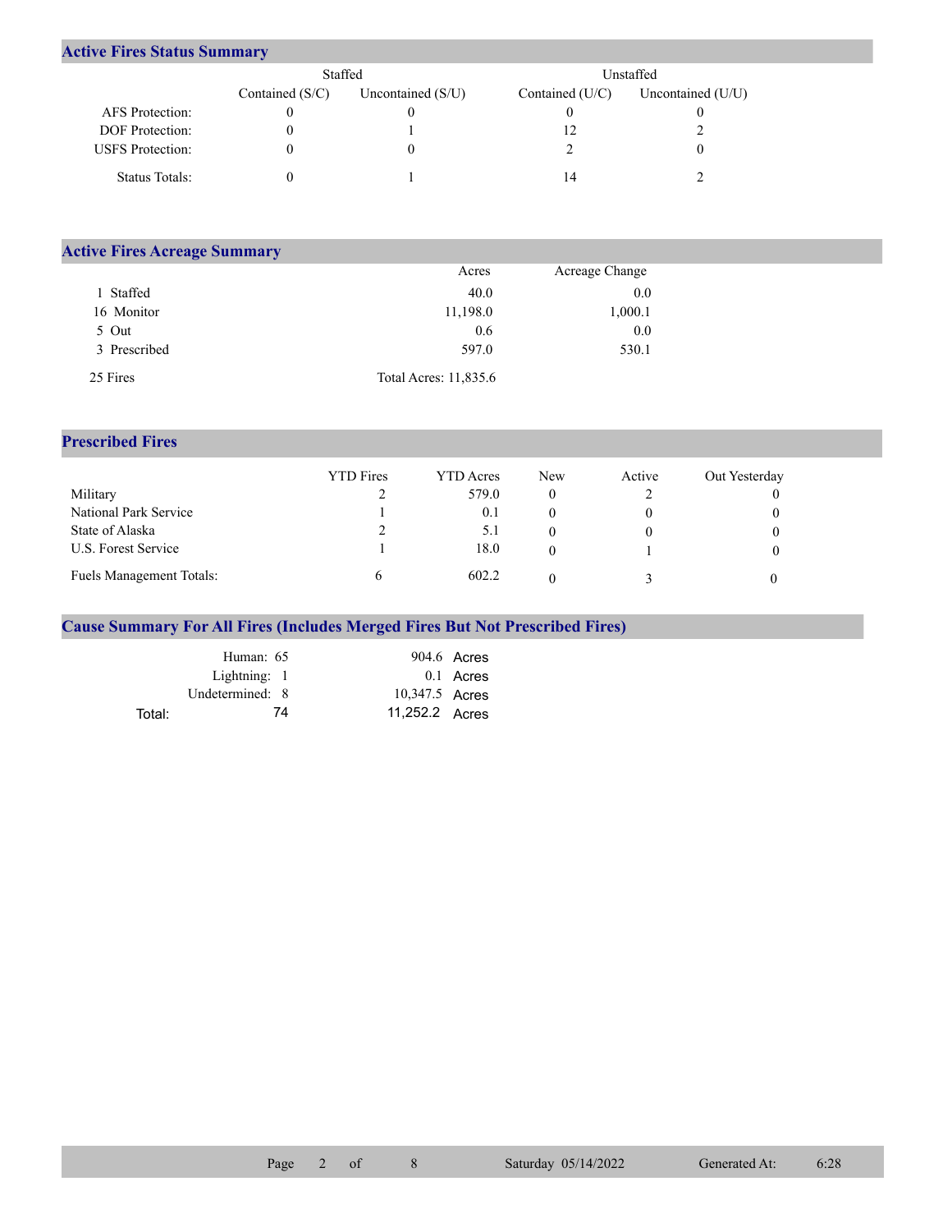## Active Fires Status Summary

| | Staffed | | Unstaffed | |
|---|---|---|---|---|
| | Contained (S/C) | Uncontained (S/U) | Contained (U/C) | Uncontained (U/U) |
| AFS Protection: | 0 | 0 | 0 | 0 |
| DOF Protection: | 0 | 1 | 12 | 2 |
| USFS Protection: | 0 | 0 | 2 | 0 |
| Status Totals: | 0 | 1 | 14 | 2 |

## Active Fires Acreage Summary

| | Acres | Acreage Change |
|---|---|---|
| 1 Staffed | 40.0 | 0.0 |
| 16 Monitor | 11,198.0 | 1,000.1 |
| 5 Out | 0.6 | 0.0 |
| 3 Prescribed | 597.0 | 530.1 |
| 25 Fires | Total Acres: 11,835.6 | |

## Prescribed Fires

| | YTD Fires | YTD Acres | New | Active | Out Yesterday |
|---|---|---|---|---|---|
| Military | 2 | 579.0 | 0 | 2 | 0 |
| National Park Service | 1 | 0.1 | 0 | 0 | 0 |
| State of Alaska | 2 | 5.1 | 0 | 0 | 0 |
| U.S. Forest Service | 1 | 18.0 | 0 | 1 | 0 |
| Fuels Management Totals: | 6 | 602.2 | 0 | 3 | 0 |

## Cause Summary For All Fires (Includes Merged Fires But Not Prescribed Fires)

| | | |
|---|---|---|
| Human: | 65 | 904.6 Acres |
| Lightning: | 1 | 0.1 Acres |
| Undetermined: | 8 | 10,347.5 Acres |
| Total: | 74 | 11,252.2 Acres |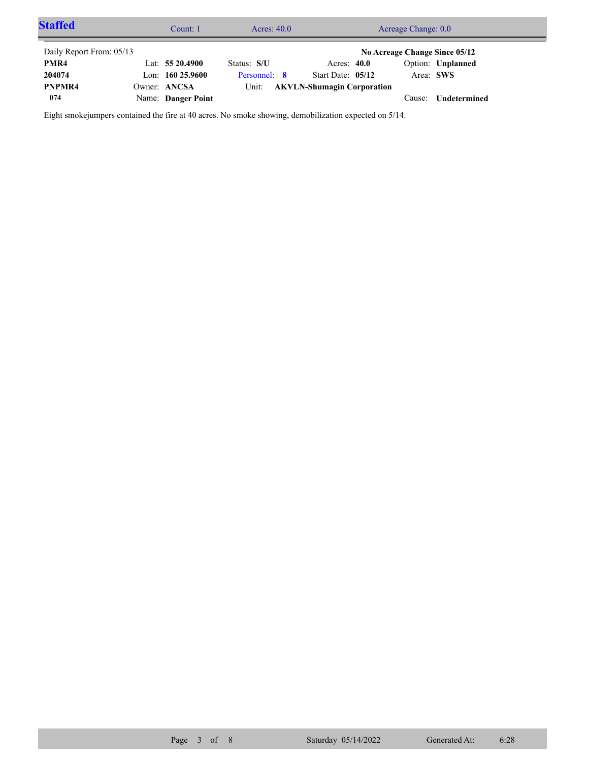## Staffed

Count: 1 | Acres: 40.0 | Acreage Change: 0.0

Daily Report From: 05/13 — **No Acreage Change Since 05/12**

| | | | | |
|---|---|---|---|---|
| **PMR4** | Lat: **55 20.4900** | Status: **S/U** | Acres: **40.0** | Option: **Unplanned** |
| **204074** | Lon: **160 25.9600** | Personnel: **8** | Start Date: **05/12** | Area: **SWS** |
| **PNPMR4** | Owner: **ANCSA** | Unit: **AKVLN-Shumagin Corporation** | | |
| **074** | Name: **Danger Point** | | | Cause: **Undetermined** |

Eight smokejumpers contained the fire at 40 acres. No smoke showing, demobilization expected on 5/14.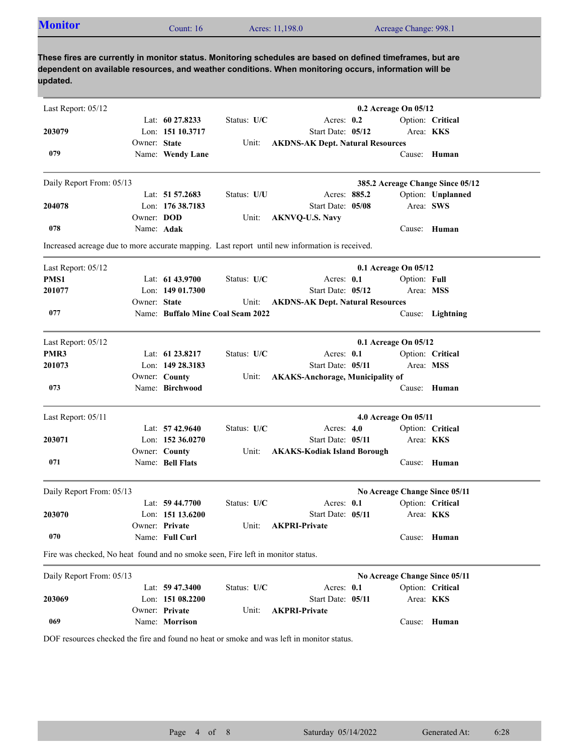## Monitor

Count: 16 | Acres: 11,198.0 | Acreage Change: 998.1

**These fires are currently in monitor status. Monitoring schedules are based on defined timeframes, but are dependent on available resources, and weather conditions. When monitoring occurs, information will be updated.**

---

Last Report: 05/12 — **0.2 Acreage On 05/12**

**203079** / **079**

Lat: **60 27.8233** | Lon: **151 10.3717** | Owner: **State** | Name: **Wendy Lane**

Status: **U/C** | Acres: **0.2** | Start Date: **05/12** | Unit: **AKDNS-AK Dept. Natural Resources**

Option: **Critical** | Area: **KKS** | Cause: **Human**

---

Daily Report From: 05/13 — **385.2 Acreage Change Since 05/12**

**204078** / **078**

Lat: **51 57.2683** | Lon: **176 38.7183** | Owner: **DOD** | Name: **Adak**

Status: **U/U** | Acres: **885.2** | Start Date: **05/08** | Unit: **AKNVQ-U.S. Navy**

Option: **Unplanned** | Area: **SWS** | Cause: **Human**

Increased acreage due to more accurate mapping. Last report until new information is received.

---

Last Report: 05/12 — **0.1 Acreage On 05/12**

**PMS1** / **201077** / **077**

Lat: **61 43.9700** | Lon: **149 01.7300** | Owner: **State** | Name: **Buffalo Mine Coal Seam 2022**

Status: **U/C** | Acres: **0.1** | Start Date: **05/12** | Unit: **AKDNS-AK Dept. Natural Resources**

Option: **Full** | Area: **MSS** | Cause: **Lightning**

---

Last Report: 05/12 — **0.1 Acreage On 05/12**

**PMR3** / **201073** / **073**

Lat: **61 23.8217** | Lon: **149 28.3183** | Owner: **County** | Name: **Birchwood**

Status: **U/C** | Acres: **0.1** | Start Date: **05/11** | Unit: **AKAKS-Anchorage, Municipality of**

Option: **Critical** | Area: **MSS** | Cause: **Human**

---

Last Report: 05/11 — **4.0 Acreage On 05/11**

**203071** / **071**

Lat: **57 42.9640** | Lon: **152 36.0270** | Owner: **County** | Name: **Bell Flats**

Status: **U/C** | Acres: **4.0** | Start Date: **05/11** | Unit: **AKAKS-Kodiak Island Borough**

Option: **Critical** | Area: **KKS** | Cause: **Human**

---

Daily Report From: 05/13 — **No Acreage Change Since 05/11**

**203070** / **070**

Lat: **59 44.7700** | Lon: **151 13.6200** | Owner: **Private** | Name: **Full Curl**

Status: **U/C** | Acres: **0.1** | Start Date: **05/11** | Unit: **AKPRI-Private**

Option: **Critical** | Area: **KKS** | Cause: **Human**

Fire was checked, No heat found and no smoke seen, Fire left in monitor status.

---

Daily Report From: 05/13 — **No Acreage Change Since 05/11**

**203069** / **069**

Lat: **59 47.3400** | Lon: **151 08.2200** | Owner: **Private** | Name: **Morrison**

Status: **U/C** | Acres: **0.1** | Start Date: **05/11** | Unit: **AKPRI-Private**

Option: **Critical** | Area: **KKS** | Cause: **Human**

DOF resources checked the fire and found no heat or smoke and was left in monitor status.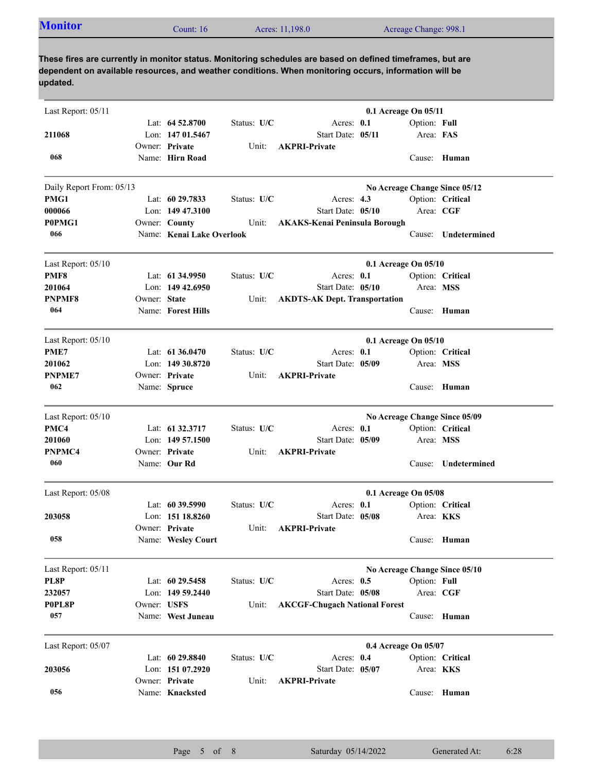## Monitor

Count: 16 | Acres: 11,198.0 | Acreage Change: 998.1

**These fires are currently in monitor status. Monitoring schedules are based on defined timeframes, but are dependent on available resources, and weather conditions. When monitoring occurs, information will be updated.**

---

Last Report: 05/11 — **0.1 Acreage On 05/11**

| | | | |
|---|---|---|---|
| | Lat: **64 52.8700** | Status: **U/C** | Acres: **0.1** | 
| **211068** | Lon: **147 01.5467** | Start Date: **05/11** | Option: **Full** / Area: **FAS** |
| | Owner: **Private** | Unit: **AKPRI-Private** | |
| **068** | Name: **Hirn Road** | | Cause: **Human** |

---

Daily Report From: 05/13 — **No Acreage Change Since 05/12**

| | | | |
|---|---|---|---|
| **PMG1** | Lat: **60 29.7833** | Status: **U/C** | Acres: **4.3** |
| **000066** | Lon: **149 47.3100** | Start Date: **05/10** | Option: **Critical** / Area: **CGF** |
| **P0PMG1** | Owner: **County** | Unit: **AKAKS-Kenai Peninsula Borough** | |
| **066** | Name: **Kenai Lake Overlook** | | Cause: **Undetermined** |

---

Last Report: 05/10 — **0.1 Acreage On 05/10**

| | | | |
|---|---|---|---|
| **PMF8** | Lat: **61 34.9950** | Status: **U/C** | Acres: **0.1** |
| **201064** | Lon: **149 42.6950** | Start Date: **05/10** | Option: **Critical** / Area: **MSS** |
| **PNPMF8** | Owner: **State** | Unit: **AKDTS-AK Dept. Transportation** | |
| **064** | Name: **Forest Hills** | | Cause: **Human** |

---

Last Report: 05/10 — **0.1 Acreage On 05/10**

| | | | |
|---|---|---|---|
| **PME7** | Lat: **61 36.0470** | Status: **U/C** | Acres: **0.1** |
| **201062** | Lon: **149 30.8720** | Start Date: **05/09** | Option: **Critical** / Area: **MSS** |
| **PNPME7** | Owner: **Private** | Unit: **AKPRI-Private** | |
| **062** | Name: **Spruce** | | Cause: **Human** |

---

Last Report: 05/10 — **No Acreage Change Since 05/09**

| | | | |
|---|---|---|---|
| **PMC4** | Lat: **61 32.3717** | Status: **U/C** | Acres: **0.1** |
| **201060** | Lon: **149 57.1500** | Start Date: **05/09** | Option: **Critical** / Area: **MSS** |
| **PNPMC4** | Owner: **Private** | Unit: **AKPRI-Private** | |
| **060** | Name: **Our Rd** | | Cause: **Undetermined** |

---

Last Report: 05/08 — **0.1 Acreage On 05/08**

| | | | |
|---|---|---|---|
| | Lat: **60 39.5990** | Status: **U/C** | Acres: **0.1** |
| **203058** | Lon: **151 18.8260** | Start Date: **05/08** | Option: **Critical** / Area: **KKS** |
| | Owner: **Private** | Unit: **AKPRI-Private** | |
| **058** | Name: **Wesley Court** | | Cause: **Human** |

---

Last Report: 05/11 — **No Acreage Change Since 05/10**

| | | | |
|---|---|---|---|
| **PL8P** | Lat: **60 29.5458** | Status: **U/C** | Acres: **0.5** |
| **232057** | Lon: **149 59.2440** | Start Date: **05/08** | Option: **Full** / Area: **CGF** |
| **P0PL8P** | Owner: **USFS** | Unit: **AKCGF-Chugach National Forest** | |
| **057** | Name: **West Juneau** | | Cause: **Human** |

---

Last Report: 05/07 — **0.4 Acreage On 05/07**

| | | | |
|---|---|---|---|
| | Lat: **60 29.8840** | Status: **U/C** | Acres: **0.4** |
| **203056** | Lon: **151 07.2920** | Start Date: **05/07** | Option: **Critical** / Area: **KKS** |
| | Owner: **Private** | Unit: **AKPRI-Private** | |
| **056** | Name: **Knacksted** | | Cause: **Human** |

Saturday 05/14/2022 — Generated At: 6:28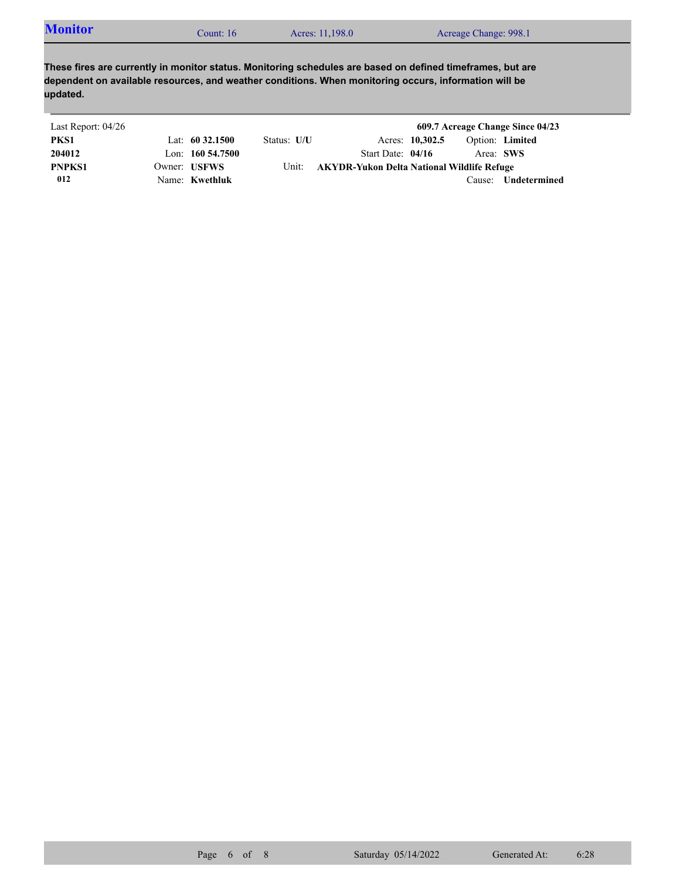## Monitor

Count: 16 | Acres: 11,198.0 | Acreage Change: 998.1

**These fires are currently in monitor status. Monitoring schedules are based on defined timeframes, but are dependent on available resources, and weather conditions. When monitoring occurs, information will be updated.**

Last Report: 04/26 — **609.7 Acreage Change Since 04/23**

| | | | | |
|---|---|---|---|---|
| **PKS1** | Lat: **60 32.1500** | Status: **U/U** | Acres: **10,302.5** | Option: **Limited** |
| **204012** | Lon: **160 54.7500** | | Start Date: **04/16** | Area: **SWS** |
| **PNPKS1** | Owner: **USFWS** | Unit: **AKYDR-Yukon Delta National Wildlife Refuge** | | |
| **012** | Name: **Kwethluk** | | | Cause: **Undetermined** |

Saturday 05/14/2022 Generated At: 6:28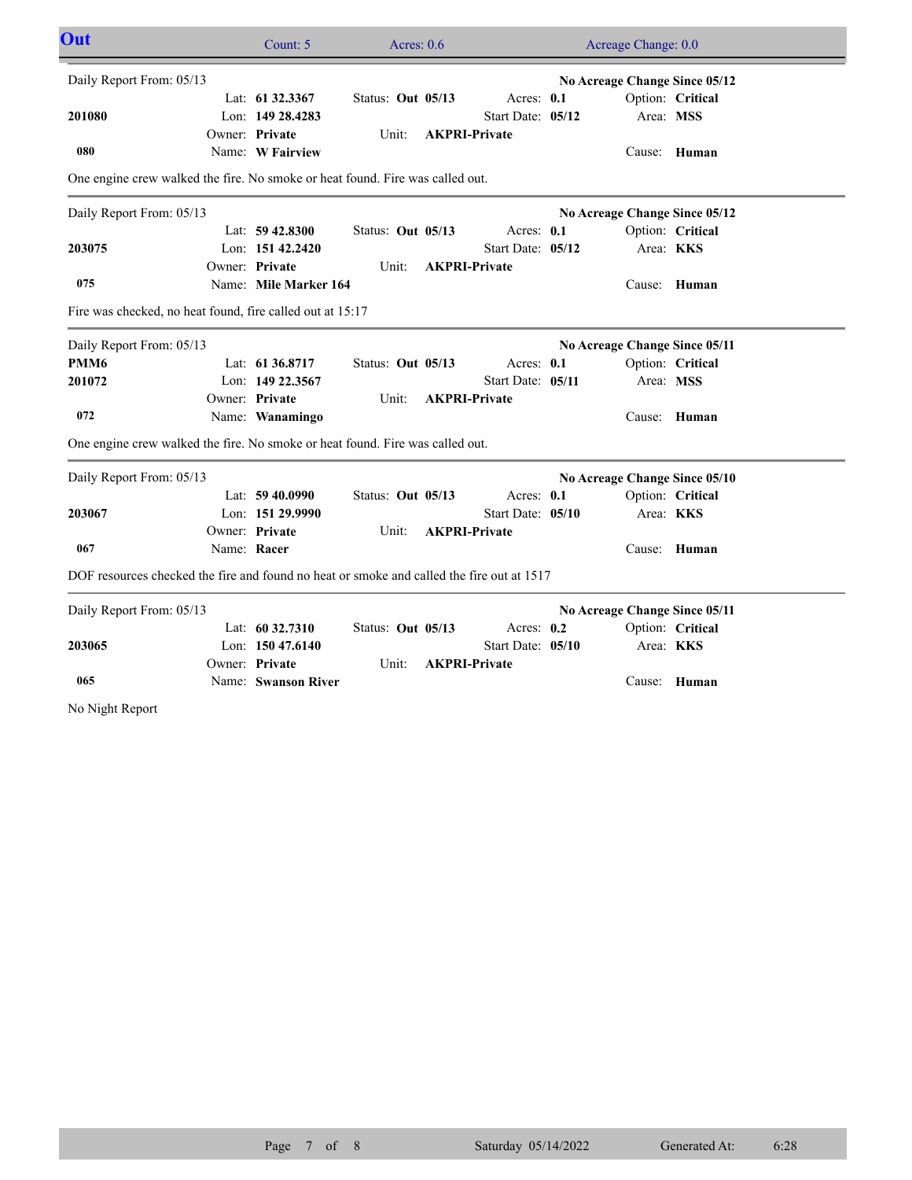## Out

Count: 5 | Acres: 0.6 | Acreage Change: 0.0

---

Daily Report From: 05/13 | **No Acreage Change Since 05/12**

| | | | | |
|---|---|---|---|---|
| | Lat: **61 32.3367** | Status: **Out 05/13** | Acres: **0.1** | Option: **Critical** |
| **201080** | Lon: **149 28.4283** | | Start Date: **05/12** | Area: **MSS** |
| | Owner: **Private** | Unit: **AKPRI-Private** | | |
| **080** | Name: **W Fairview** | | | Cause: **Human** |

One engine crew walked the fire. No smoke or heat found. Fire was called out.

---

Daily Report From: 05/13 | **No Acreage Change Since 05/12**

| | | | | |
|---|---|---|---|---|
| | Lat: **59 42.8300** | Status: **Out 05/13** | Acres: **0.1** | Option: **Critical** |
| **203075** | Lon: **151 42.2420** | | Start Date: **05/12** | Area: **KKS** |
| | Owner: **Private** | Unit: **AKPRI-Private** | | |
| **075** | Name: **Mile Marker 164** | | | Cause: **Human** |

Fire was checked, no heat found, fire called out at 15:17

---

Daily Report From: 05/13 | **No Acreage Change Since 05/11**

| | | | | |
|---|---|---|---|---|
| **PMM6** | Lat: **61 36.8717** | Status: **Out 05/13** | Acres: **0.1** | Option: **Critical** |
| **201072** | Lon: **149 22.3567** | | Start Date: **05/11** | Area: **MSS** |
| | Owner: **Private** | Unit: **AKPRI-Private** | | |
| **072** | Name: **Wanamingo** | | | Cause: **Human** |

One engine crew walked the fire. No smoke or heat found. Fire was called out.

---

Daily Report From: 05/13 | **No Acreage Change Since 05/10**

| | | | | |
|---|---|---|---|---|
| | Lat: **59 40.0990** | Status: **Out 05/13** | Acres: **0.1** | Option: **Critical** |
| **203067** | Lon: **151 29.9990** | | Start Date: **05/10** | Area: **KKS** |
| | Owner: **Private** | Unit: **AKPRI-Private** | | |
| **067** | Name: **Racer** | | | Cause: **Human** |

DOF resources checked the fire and found no heat or smoke and called the fire out at 1517

---

Daily Report From: 05/13 | **No Acreage Change Since 05/11**

| | | | | |
|---|---|---|---|---|
| | Lat: **60 32.7310** | Status: **Out 05/13** | Acres: **0.2** | Option: **Critical** |
| **203065** | Lon: **150 47.6140** | | Start Date: **05/10** | Area: **KKS** |
| | Owner: **Private** | Unit: **AKPRI-Private** | | |
| **065** | Name: **Swanson River** | | | Cause: **Human** |

No Night Report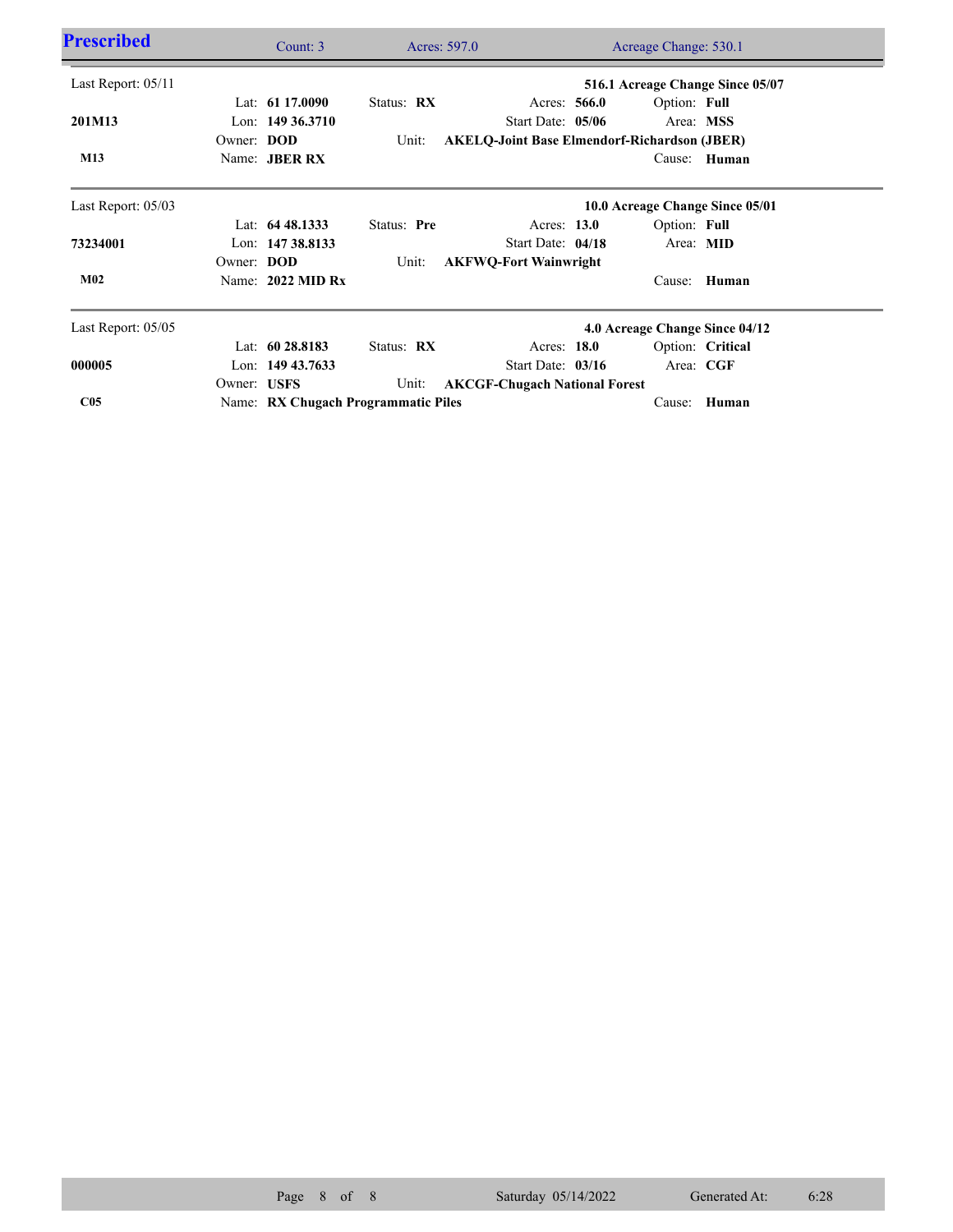## Prescribed

Count: 3 | Acres: 597.0 | Acreage Change: 530.1

---

Last Report: 05/11

**516.1 Acreage Change Since 05/07**

**201M13**

**M13**

Lat: **61 17.0090**
Lon: **149 36.3710**
Owner: **DOD**
Name: **JBER RX**

Status: **RX**
Acres: **566.0**
Start Date: **05/06**
Unit: **AKELQ-Joint Base Elmendorf-Richardson (JBER)**

Option: **Full**
Area: **MSS**
Cause: **Human**

---

Last Report: 05/03

**10.0 Acreage Change Since 05/01**

**73234001**

**M02**

Lat: **64 48.1333**
Lon: **147 38.8133**
Owner: **DOD**
Name: **2022 MID Rx**

Status: **Pre**
Acres: **13.0**
Start Date: **04/18**
Unit: **AKFWQ-Fort Wainwright**

Option: **Full**
Area: **MID**
Cause: **Human**

---

Last Report: 05/05

**4.0 Acreage Change Since 04/12**

**000005**

**C05**

Lat: **60 28.8183**
Lon: **149 43.7633**
Owner: **USFS**
Name: **RX Chugach Programmatic Piles**

Status: **RX**
Acres: **18.0**
Start Date: **03/16**
Unit: **AKCGF-Chugach National Forest**

Option: **Critical**
Area: **CGF**
Cause: **Human**